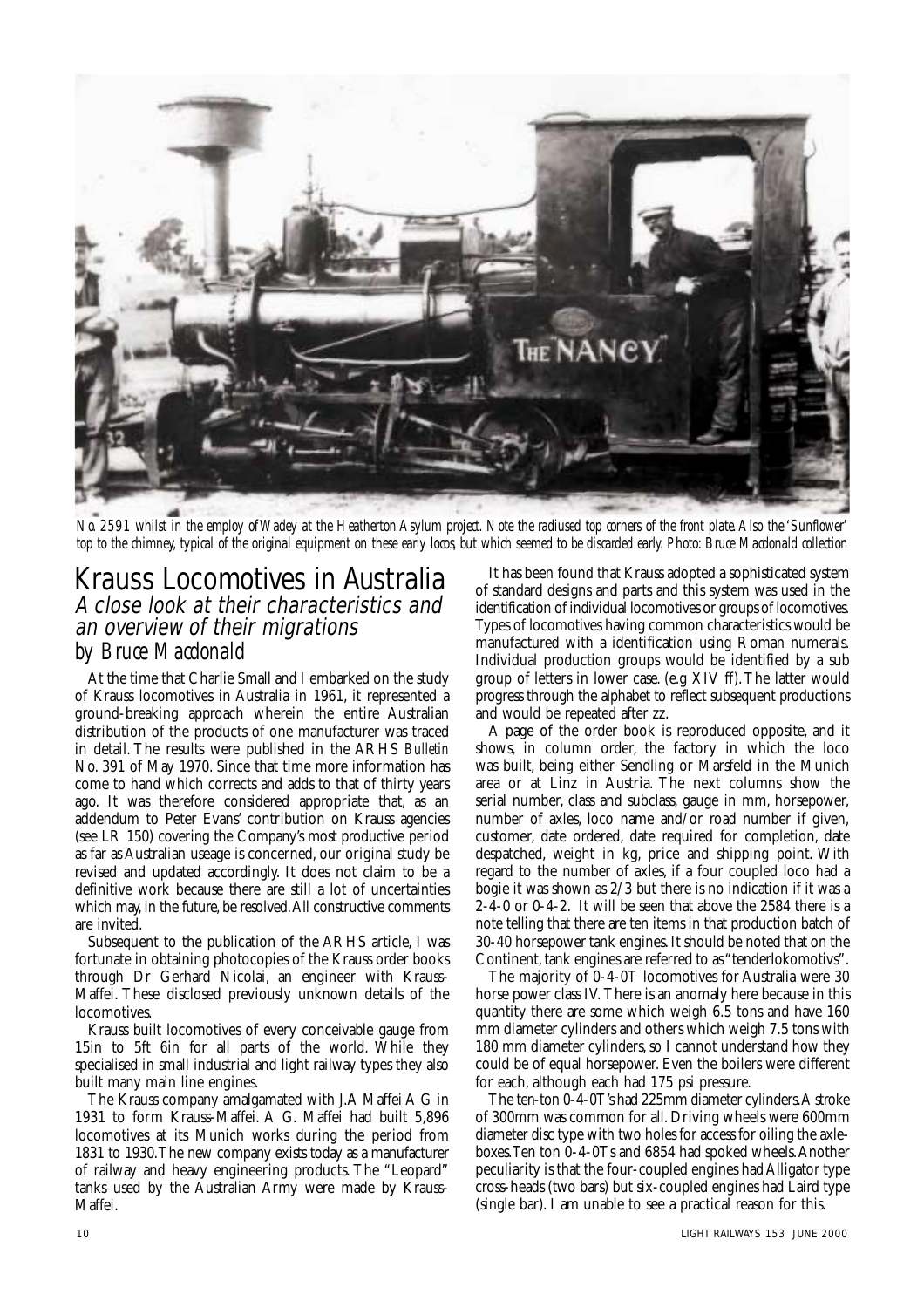*No. 2591 whilst in the employ of Wadey at the Heatherton Asylum project. Note the radiused top corners of the front plate. Also the 'Sunflower' top to the chimney, typical of the original equipment on these early locos, but which seemed to be discarded early. Photo: Bruce Macdonald collection*

# Krauss Locomotives in Australia

## *A close look at their characteristics and an overview of their migrations*

### *by Bruce Macdonald*

At the time that Charlie Small and I embarked on the study of Krauss locomotives in Australia in 1961, it represented a ground-breaking approach wherein the entire Australian distribution of the products of one manufacturer was traced in detail. The results were published in the ARHS *Bulletin* No. 391 of May 1970. Since that time more information has come to hand which corrects and adds to that of thirty years ago. It was therefore considered appropriate that, as an addendum to Peter Evans' contribution on Krauss agencies (see LR 150) covering the Company's most productive period as far as Australian useage is concerned, our original study be revised and updated accordingly. It does not claim to be a definitive work because there are still a lot of uncertainties which may, in the future, be resolved. All constructive comments are invited.

Subsequent to the publication of the ARHS article, I was fortunate in obtaining photocopies of the Krauss order books through Dr Gerhard Nicolai, an engineer with Krauss-Maffei. These disclosed previously unknown details of the locomotives.

Krauss built locomotives of every conceivable gauge from 15in to 5ft 6in for all parts of the world. While they specialised in small industrial and light railway types they also built many main line engines.

The Krauss company amalgamated with J.A Maffei A G in 1931 to form Krauss-Maffei. A G. Maffei had built 5,896 locomotives at its Munich works during the period from 1831 to 1930. The new company exists today as a manufacturer of railway and heavy engineering products. The "Leopard" tanks used by the Australian Army were made by Krauss-Maffei.

It has been found that Krauss adopted a sophisticated system of standard designs and parts and this system was used in the identification of individual locomotives or groups of locomotives. Types of locomotives having common characteristics would be manufactured with a identification using Roman numerals. Individual production groups would be identified by a sub group of letters in lower case. (e.g XIV ff). The latter would progress through the alphabet to reflect subsequent productions and would be repeated after zz.

A page of the order book is reproduced opposite, and it shows, in column order, the factory in which the loco was built, being either Sendling or Marsfeld in the Munich area or at Linz in Austria. The next columns show the serial number, class and subclass, gauge in mm, horsepower, number of axles, loco name and/or road number if given, customer, date ordered, date required for completion, date despatched, weight in kg, price and shipping point. With regard to the number of axles, if a four coupled loco had a bogie it was shown as 2/3 but there is no indication if it was a 2-4-0 or 0-4-2. It will be seen that above the 2584 there is a note telling that there are ten items in that production batch of 30-40 horsepower tank engines. It should be noted that on the Continent, tank engines are referred to as "tenderlokomotivs".

The majority of 0-4-0T locomotives for Australia were 30 horse power class IV. There is an anomaly here because in this quantity there are some which weigh 6.5 tons and have 160 mm diameter cylinders and others which weigh 7.5 tons with 180 mm diameter cylinders, so I cannot understand how they could be of equal horsepower. Even the boilers were different for each, although each had 175 psi pressure.

The ten-ton 0-4-0T's had 225mm diameter cylinders. A stroke of 300mm was common for all. Driving wheels were 600mm diameter disc type with two holes for access for oiling the axle-boxes. Ten ton 0-4-0Ts and 6854 had spoked wheels. Another peculiarity is that the four-coupled engines had Alligator type cross-heads (two bars) but six-coupled engines had Laird type (single bar). I am unable to see a practical reason for this.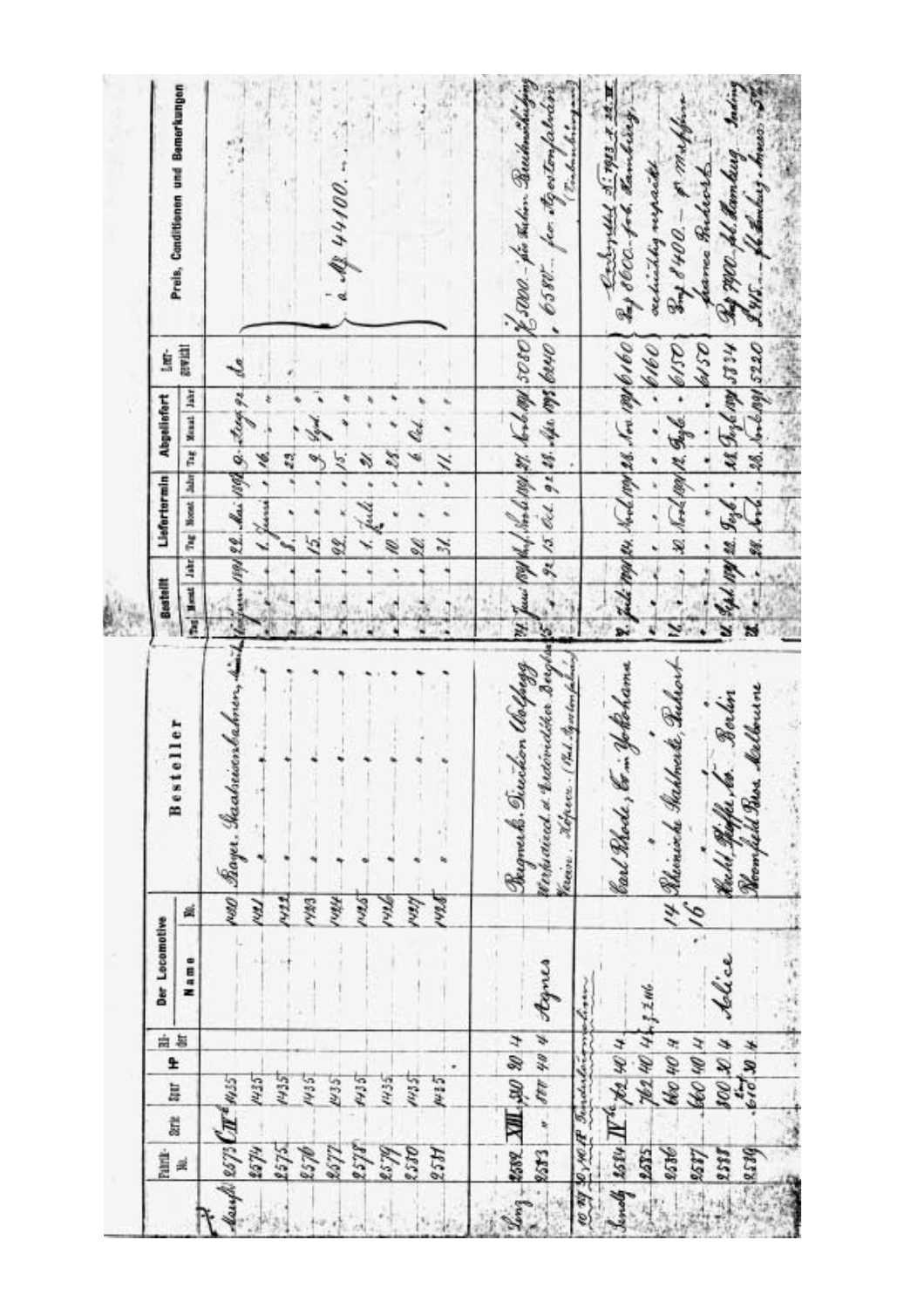| Fabrik-No. | Serie | Spur | HP | Zylinder | Der Locomotive Name | No. | Besteller | Bestellt Tag | Bestellt Monat | Bestellt Jahr | Liefertermin Tag | Liefertermin Monat | Liefertermin Jahr | Abgeliefert Tag | Abgeliefert Monat | Abgeliefert Jahr | Leergewicht | Preis, Conditionen und Bemerkungen |
|---|---|---|---|---|---|---|---|---|---|---|---|---|---|---|---|---|---|---|
| München 2573 | CII^c | 1435 | | | | 1420 | Bayer. Staatseisenbahnen | | Januar | 1892 | 22 | Mai | 1892 | 9 | Aug | 92 | do | à M 44100.– |
| 2574 | | 1435 | | | | 1421 | " | | " | " | 1 | Juni | " | 16 | " | " | | |
| 2575 | | 1435 | | | | 1422 | " | | " | " | 8 | " | " | 23 | " | " | | |
| 2576 | | 1435 | | | | 1423 | " | | " | " | 15 | " | " | 9 | Sept | " | | |
| 2577 | | 1435 | | | | 1424 | " | | " | " | 22 | " | " | 15 | " | " | | |
| 2578 | | 1435 | | | | 1425 | " | | " | " | 1 | Juli | " | 21 | " | " | | |
| 2579 | | 1435 | | | | 1426 | " | | " | " | 10 | " | " | 28 | " | " | | |
| 2580 | | 1435 | | | | 1427 | " | | " | " | 20 | " | " | 6 | Oct | " | | |
| 2581 | | 1435 | | | | 1428 | " | | " | " | 31 | " | " | 11 | " | " | | |
| Linz 2582 | XIII | 500 | 30 | 4 | | | Bergwerk Direction Wolfsegg | 24 | Juni | 1891 | | Juli | 1891 | 27 | Nov | 1891 | 5080 | f 5000.– für halbe Buchmühlung |
| 2583 | " | 888 | 40 | 4 | Agnes | | Werkstätten u. Erdmöller Bergbau Verein Köpper (Stat. Agastenfabrik) | 5 | " | 92 | 15 | Oct | 92 | 28 | Apr | 1893 | 6240 | 6580.– für Agastenfabrik |
| 10 PS 20/10 HP Industrielocomotiven | | | | | | | | | | | | | | | | | | |
| München 2584 | IV^c | 762 | 40 | 4 | | | Carl Rhode, Co. in Yokohama | 8 | Juli | 1892 | 14 | Nov | 1892 | 28 | Nov | 1892 | 6160 | Ausbezahlt M 7913 + 24 M; M 8600.– frei Hamburg |
| 2585 | | 762 | 40 | 4 | | | " | " | " | " | " | " | " | " | " | " | 6160 | seetüchtig verpackt |
| 2586 | | 600 | 40 | 4 | | 14 | Rheinische Stahlwerke, Ruhrort | 12 | " | " | 10 | Nov | 1892 | 12 | Sept | " | 6150 | M 8400.– frei Waggon franco Ruhrort |
| 2587 | | 600 | 40 | 4 | | 16 | " | " | " | " | " | " | " | " | " | " | 6150 | |
| 2588 | | 900 | 30 | 4 | Alice | | Arthur Koppel & Co. Berlin | 12 | Sept | 1892 | 22 | Sept | " | 18 | Sept | 1892 | 5334 | M 7900.– frei Hamburg |
| 2589 | | 610 | 30 | 4 | | | Bloomfield Bros. Melbourne | 28 | " | " | 28 | Nov | " | 28 | Nov | 1892 | 5220 | £ 245.– frei Hamburg |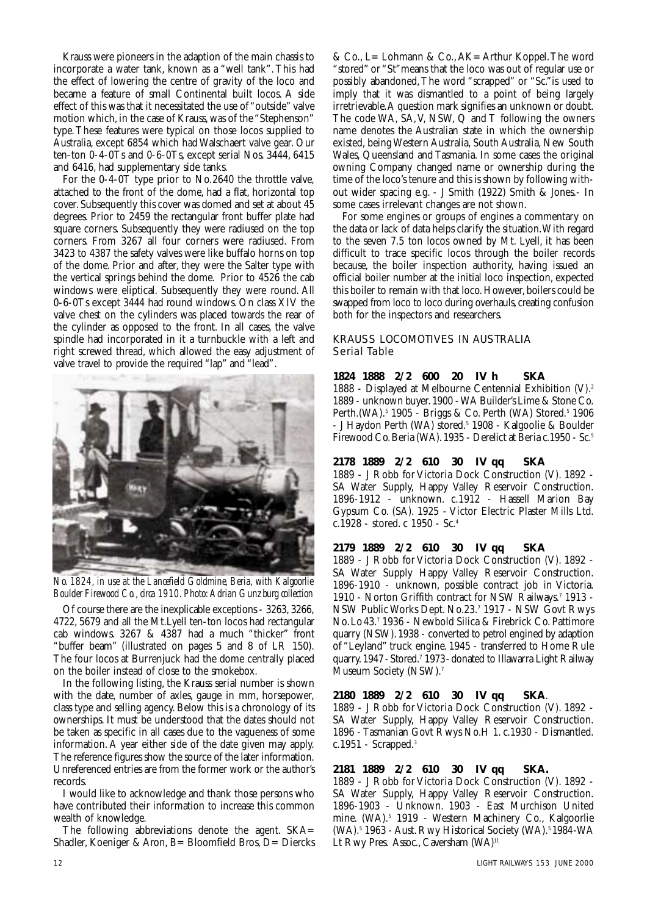Krauss were pioneers in the adaption of the main chassis to incorporate a water tank, known as a "well tank". This had the effect of lowering the centre of gravity of the loco and became a feature of small Continental built locos. A side effect of this was that it necessitated the use of "outside" valve motion which, in the case of Krauss, was of the "Stephenson" type. These features were typical on those locos supplied to Australia, except 6854 which had Walschaert valve gear. Our ten-ton 0-4-0Ts and 0-6-0Ts, except serial Nos. 3444, 6415 and 6416, had supplementary side tanks.

For the 0-4-0T type prior to No.2640 the throttle valve, attached to the front of the dome, had a flat, horizontal top cover. Subsequently this cover was domed and set at about 45 degrees. Prior to 2459 the rectangular front buffer plate had square corners. Subsequently they were radiused on the top corners. From 3267 all four corners were radiused. From 3423 to 4387 the safety valves were like buffalo horns on top of the dome. Prior and after, they were the Salter type with the vertical springs behind the dome. Prior to 4526 the cab windows were eliptical. Subsequently they were round. All 0-6-0Ts except 3444 had round windows. On class XIV the valve chest on the cylinders was placed towards the rear of the cylinder as opposed to the front. In all cases, the valve spindle had incorporated in it a turnbuckle with a left and right screwed thread, which allowed the easy adjustment of valve travel to provide the required "lap" and "lead".

*No. 1824, in use at the Lancefield Goldmine, Beria, with Kalgoorlie Boulder Firewood Co., circa 1910. Photo: Adrian Gunzburg collection*

Of course there are the inexplicable exceptions - 3263, 3266, 4722, 5679 and all the Mt.Lyell ten-ton locos had rectangular cab windows. 3267 & 4387 had a much "thicker" front "buffer beam" (illustrated on pages 5 and 8 of LR 150). The four locos at Burrenjuck had the dome centrally placed on the boiler instead of close to the smokebox.

In the following listing, the Krauss serial number is shown with the date, number of axles, gauge in mm, horsepower, class type and selling agency. Below this is a chronology of its ownerships. It must be understood that the dates should not be taken as specific in all cases due to the vagueness of some information. A year either side of the date given may apply. The reference figures show the source of the later information. Unreferenced entries are from the former work or the author's records.

I would like to acknowledge and thank those persons who have contributed their information to increase this common wealth of knowledge.

The following abbreviations denote the agent. SKA= Shadler, Koeniger & Aron, B= Bloomfield Bros, D= Diercks & Co., L= Lohmann & Co., AK= Arthur Koppel. The word "stored" or "St" means that the loco was out of regular use or possibly abandoned, The word "scrapped" or "Sc." is used to imply that it was dismantled to a point of being largely irretrievable. A question mark signifies an unknown or doubt. The code WA, SA, V, NSW, Q and T following the owners name denotes the Australian state in which the ownership existed, being Western Australia, South Australia, Victoria, New South Wales, Queensland and Tasmania. In some cases the original owning Company changed name or ownership during the time of the loco's tenure and this is shown by following without using spacing e.g. - J Smith (1922) Smith & Jones.- In some cases irrelevant changes are not shown.

For some engines or groups of engines a commentary on the data or lack of data helps clarify the situation. With regard to the seven 7.5 ton locos owned by Mt. Lyell, it has been difficult to trace specific locos through the boiler records because, the boiler inspection authority, having issued an official boiler number at the initial loco inspection, expected this boiler to remain with that loco. However, boilers could be swapped from loco to loco during overhauls, creating confusion both for the inspectors and researchers.

## KRAUSS LOCOMOTIVES IN AUSTRALIA
### Serial Table

**1824 1888 2/2 600 20 IV h SKA**

1888 - Displayed at Melbourne Centennial Exhibition (V).[2] 1889 - unknown buyer. 1900 - WA Builder's Lime & Stone Co. Perth.(WA).[5] 1905 - Briggs & Co. Perth (WA) Stored.[5] 1906 - J Haydon Perth (WA) stored.[5] 1908 - Kalgoolie & Boulder Firewood Co. Beria (WA). 1935 - Derelict at Beria c.1950 - Sc.[5]

**2178 1889 2/2 610 30 IV qq SKA**

1889 - J Robb for Victoria Dock Construction (V). 1892 - SA Water Supply, Happy Valley Reservoir Construction. 1896-1912 - unknown. c.1912 - Hassell Marion Bay Gypsum Co. (SA). 1925 - Victor Electric Plaster Mills Ltd. c.1928 - stored. c 1950 - Sc.[4]

**2179 1889 2/2 610 30 IV qq SKA**

1889 - J Robb for Victoria Dock Construction (V). 1892 - SA Water Supply Happy Valley Reservoir Construction. 1896-1910 - unknown, possible contract job in Victoria. 1910 - Norton Griffith contract for NSW Railways.[7] 1913 - NSW Public Works Dept. No.23.[7] 1917 - NSW Govt Rwys No. Lo 43.[7] 1936 - Newbold Silica & Firebrick Co. Pattimore quarry (NSW). 1938 - converted to petrol engined by adaption of "Leyland" truck engine. 1945 - transferred to Home Rule quarry. 1947 - Stored.[7] 1973 - donated to Illawarra Light Railway Museum Society (NSW).[7]

**2180 1889 2/2 610 30 IV qq SKA**.

1889 - J Robb for Victoria Dock Construction (V). 1892 - SA Water Supply, Happy Valley Reservoir Construction. 1896 - Tasmanian Govt Rwys No.H 1. c.1930 - Dismantled. c.1951 - Scrapped.[3]

**2181 1889 2/2 610 30 IV qq SKA.**

1889 - J Robb for Victoria Dock Construction (V). 1892 - SA Water Supply, Happy Valley Reservoir Construction. 1896-1903 - Unknown. 1903 - East Murchison United mine. (WA).[5] 1919 - Western Machinery Co., Kalgoorlie (WA).[5] 1963 - Aust. Rwy Historical Society (WA).[5] 1984-WA Lt Rwy Pres. Assoc., Caversham (WA)[11]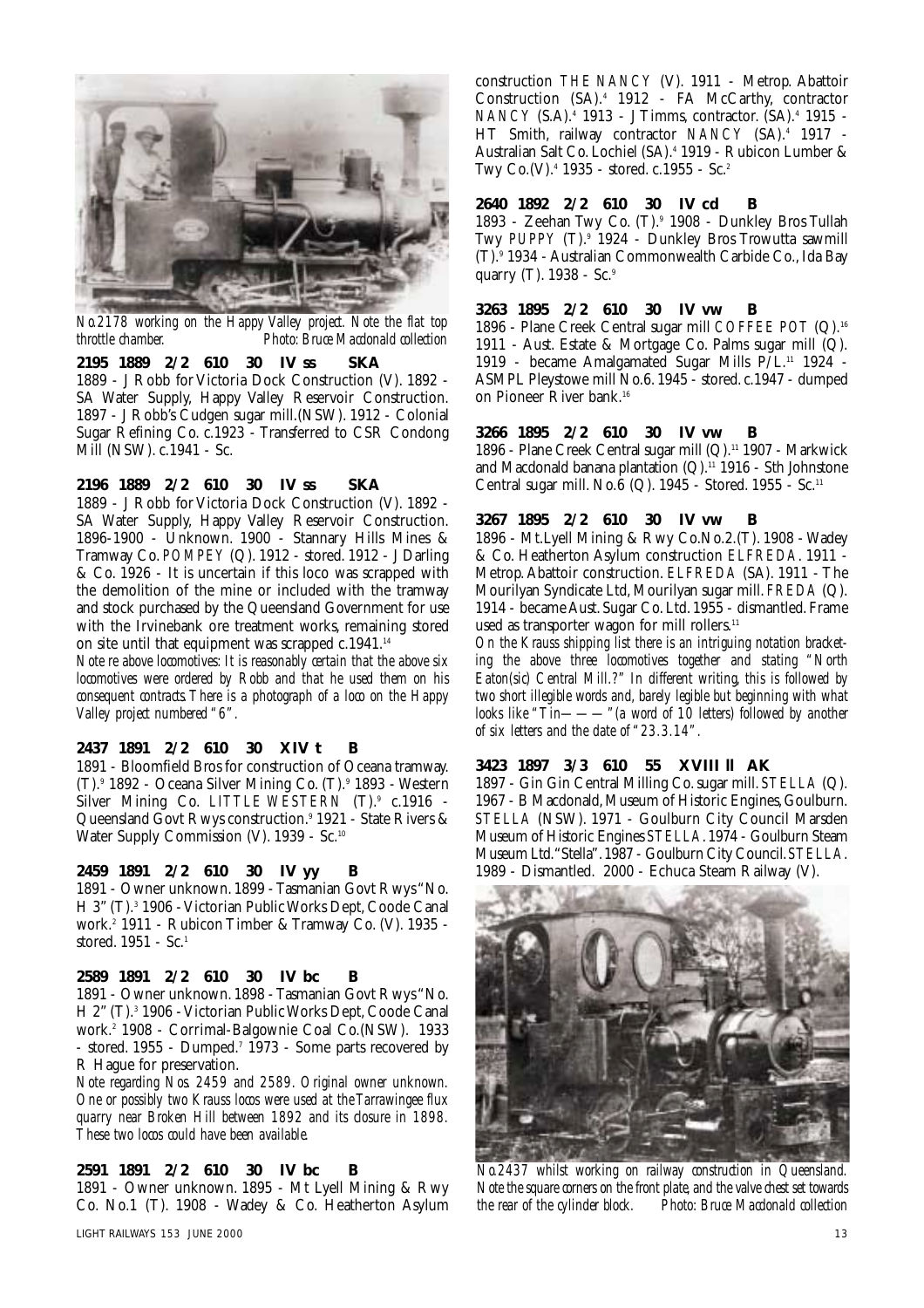*No.2178 working on the Happy Valley project. Note the flat top throttle chamber.* *Photo: Bruce Macdonald collection*

**2195 1889 2/2 610 30 IV ss SKA**

1889 - J Robb for Victoria Dock Construction (V). 1892 - SA Water Supply, Happy Valley Reservoir Construction. 1897 - J Robb's Cudgen sugar mill.(NSW). 1912 - Colonial Sugar Refining Co. c.1923 - Transferred to CSR Condong Mill (NSW). c.1941 - Sc.

**2196 1889 2/2 610 30 IV ss SKA**

1889 - J Robb for Victoria Dock Construction (V). 1892 - SA Water Supply, Happy Valley Reservoir Construction. 1896-1900 - Unknown. 1900 - Stannary Hills Mines & Tramway Co. *POMPEY* (Q). 1912 - stored. 1912 - J Darling & Co. 1926 - It is uncertain if this loco was scrapped with the demolition of the mine or included with the tramway and stock purchased by the Queensland Government for use with the Irvinebank ore treatment works, remaining stored on site until that equipment was scrapped c.1941.[14]

*Note re above locomotives: It is reasonably certain that the above six locomotives were ordered by Robb and that he used them on his consequent contracts. There is a photograph of a loco on the Happy Valley project numbered "6".*

**2437 1891 2/2 610 30 XIV t B**

1891 - Bloomfield Bros for construction of Oceana tramway. (T).[9] 1892 - Oceana Silver Mining Co. (T).[9] 1893 - Western Silver Mining Co. *LITTLE WESTERN* (T).[9] c.1916 - Queensland Govt Rwys construction.[9] 1921 - State Rivers & Water Supply Commission (V). 1939 - Sc.[10]

**2459 1891 2/2 610 30 IV yy B**

1891 - Owner unknown. 1899 - Tasmanian Govt Rwys "No. H 3" (T).[3] 1906 - Victorian Public Works Dept, Coode Canal work.[2] 1911 - Rubicon Timber & Tramway Co. (V). 1935 - stored. 1951 - Sc.[1]

**2589 1891 2/2 610 30 IV bc B**

1891 - Owner unknown. 1898 - Tasmanian Govt Rwys "No. H 2" (T).[3] 1906 - Victorian Public Works Dept, Coode Canal work.[2] 1908 - Corrimal-Balgownie Coal Co.(NSW). 1933 - stored. 1955 - Dumped.[7] 1973 - Some parts recovered by R Hague for preservation.

*Note regarding Nos. 2459 and 2589. Original owner unknown. One or possibly two Krauss locos were used at the Tarrawingee flux quarry near Broken Hill between 1892 and its closure in 1898. These two locos could have been available.*

**2591 1891 2/2 610 30 IV bc B**

1891 - Owner unknown. 1895 - Mt Lyell Mining & Rwy Co. No.1 (T). 1908 - Wadey & Co. Heatherton Asylum construction *THE NANCY* (V). 1911 - Metrop. Abattoir Construction (SA).[4] 1912 - FA McCarthy, contractor *NANCY* (S.A).[4] 1913 - J Timms, contractor. (SA).[4] 1915 - HT Smith, railway contractor *NANCY* (SA).[4] 1917 - Australian Salt Co. Lochiel (SA).[4] 1919 - Rubicon Lumber & Twy Co.(V).[4] 1935 - stored. c.1955 - Sc.[2]

**2640 1892 2/2 610 30 IV cd B**

1893 - Zeehan Twy Co. (T).[9] 1908 - Dunkley Bros Tullah Twy *PUPPY* (T).[9] 1924 - Dunkley Bros Trowutta sawmill (T).[9] 1934 - Australian Commonwealth Carbide Co., Ida Bay quarry (T). 1938 - Sc.[9]

**3263 1895 2/2 610 30 IV vw B**

1896 - Plane Creek Central sugar mill *COFFEE POT* (Q).[16] 1911 - Aust. Estate & Mortgage Co. Palms sugar mill (Q). 1919 - became Amalgamated Sugar Mills P/L.[11] 1924 - ASMPL Pleystowe mill No.6. 1945 - stored. c.1947 - dumped on Pioneer River bank.[16]

**3266 1895 2/2 610 30 IV vw B**

1896 - Plane Creek Central sugar mill (Q).[11] 1907 - Markwick and Macdonald banana plantation (Q).[11] 1916 - Sth Johnstone Central sugar mill. No.6 (Q). 1945 - Stored. 1955 - Sc.[11]

**3267 1895 2/2 610 30 IV vw B**

1896 - Mt.Lyell Mining & Rwy Co.No.2.(T). 1908 - Wadey & Co. Heatherton Asylum construction *ELFREDA*. 1911 - Metrop. Abattoir construction. *ELFREDA* (SA). 1911 - The Mourilyan Syndicate Ltd, Mourilyan sugar mill. *FREDA* (Q). 1914 - became Aust. Sugar Co. Ltd. 1955 - dismantled. Frame used as transporter wagon for mill rollers.[11]

*On the Krauss shipping list there is an intriguing notation bracketing the above three locomotives together and stating "North Eaton(sic) Central Mill.?" In different writing, this is followed by two short illegible words and, barely legible but beginning with what looks like "Tin———"(a word of 10 letters) followed by another of six letters and the date of "23.3.14".*

**3423 1897 3/3 610 55 XVIII ll AK**

1897 - Gin Gin Central Milling Co. sugar mill. *STELLA* (Q). 1967 - B Macdonald, Museum of Historic Engines, Goulburn. *STELLA* (NSW). 1971 - Goulburn City Council Marsden Museum of Historic Engines *STELLA*. 1974 - Goulburn Steam Museum Ltd."Stella". 1987 - Goulburn City Council. *STELLA*. 1989 - Dismantled. 2000 - Echuca Steam Railway (V).

*No.2437 whilst working on railway construction in Queensland. Note the square corners on the front plate, and the valve chest set towards the rear of the cylinder block.* *Photo: Bruce Macdonald collection*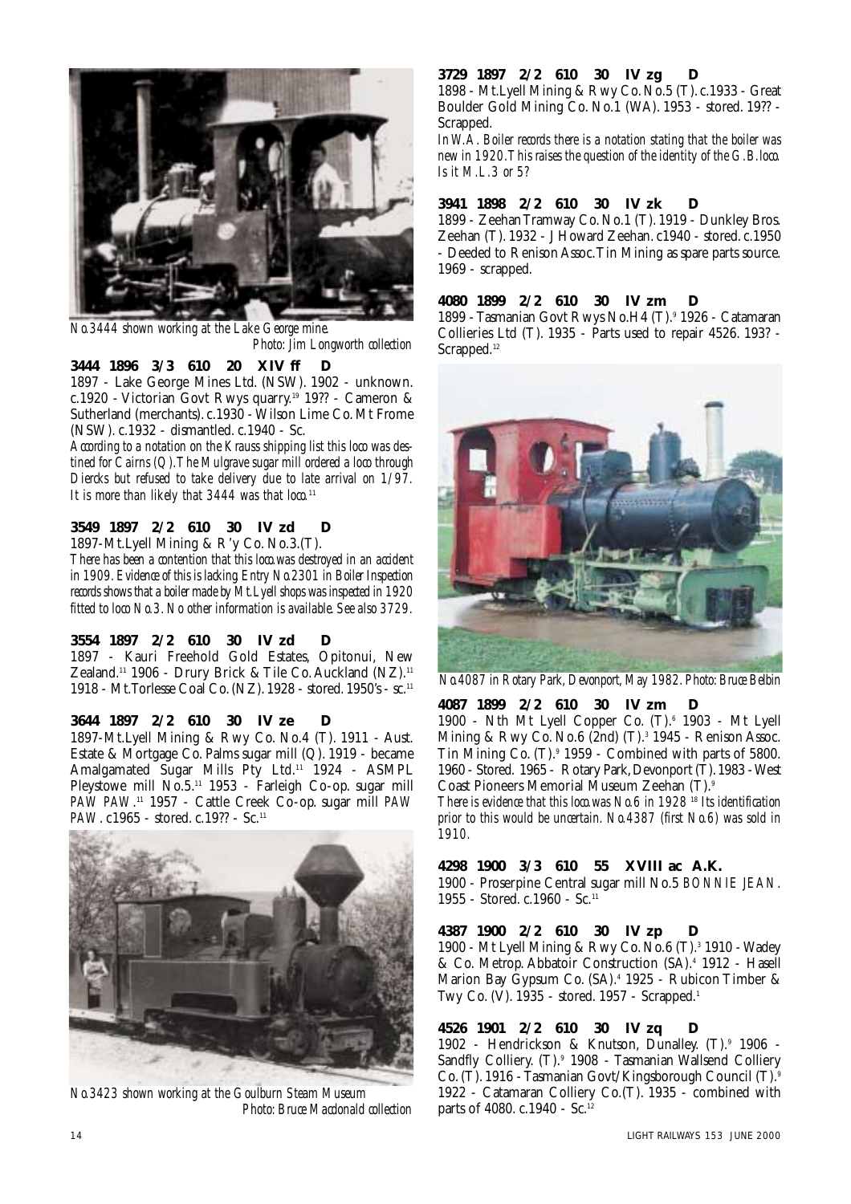No.3444 shown working at the Lake George mine. Photo: Jim Longworth collection

**3444 1896 3/3 610 20 XIV ff D**

1897 - Lake George Mines Ltd. (NSW). 1902 - unknown. c.1920 - Victorian Govt Rwys quarry.[19] 19?? - Cameron & Sutherland (merchants). c.1930 - Wilson Lime Co. Mt Frome (NSW). c.1932 - dismantled. c.1940 - Sc.

*According to a notation on the Krauss shipping list this loco was destined for Cairns (Q). The Mulgrave sugar mill ordered a loco through Diercks but refused to take delivery due to late arrival on 1/97. It is more than likely that 3444 was that loco.*[11]

**3549 1897 2/2 610 30 IV zd D**

1897-Mt.Lyell Mining & R'y Co. No.3.(T).

*There has been a contention that this loco.was destroyed in an accident in 1909. Evidence of this is lacking. Entry No.2301 in Boiler Inspection records shows that a boiler made by Mt.Lyell shops was inspected in 1920 fitted to loco No.3. No other information is available. See also 3729.*

**3554 1897 2/2 610 30 IV zd D**

1897 - Kauri Freehold Gold Estates, Opitonui, New Zealand.[11] 1906 - Drury Brick & Tile Co. Auckland (NZ).[11] 1918 - Mt.Torlesse Coal Co. (NZ). 1928 - stored. 1950's - sc.[11]

**3644 1897 2/2 610 30 IV ze D**

1897-Mt.Lyell Mining & Rwy Co. No.4 (T). 1911 - Aust. Estate & Mortgage Co. Palms sugar mill (Q). 1919 - became Amalgamated Sugar Mills Pty Ltd.[11] 1924 - ASMPL Pleystowe mill No.5.[11] 1953 - Farleigh Co-op. sugar mill *PAW PAW*.[11] 1957 - Cattle Creek Co-op. sugar mill *PAW PAW*. c1965 - stored. c.19?? - Sc.[11]

No.3423 shown working at the Goulburn Steam Museum Photo: Bruce Macdonald collection

**3729 1897 2/2 610 30 IV zg D**

1898 - Mt.Lyell Mining & Rwy Co. No.5 (T). c.1933 - Great Boulder Gold Mining Co. No.1 (WA). 1953 - stored. 19?? - Scrapped.

*In W.A. Boiler records there is a notation stating that the boiler was new in 1920. This raises the question of the identity of the G.B. loco. Is it M.L.3 or 5?*

**3941 1898 2/2 610 30 IV zk D**

1899 - Zeehan Tramway Co. No.1 (T). 1919 - Dunkley Bros. Zeehan (T). 1932 - J Howard Zeehan. c1940 - stored. c.1950 - Deeded to Renison Assoc. Tin Mining as spare parts source. 1969 - scrapped.

**4080 1899 2/2 610 30 IV zm D**

1899 - Tasmanian Govt Rwys No.H4 (T).[9] 1926 - Catamaran Collieries Ltd (T). 1935 - Parts used to repair 4526. 193? - Scrapped.[12]

No.4087 in Rotary Park, Devonport, May 1982. Photo: Bruce Belbin

**4087 1899 2/2 610 30 IV zm D**

1900 - Nth Mt Lyell Copper Co. (T).[6] 1903 - Mt Lyell Mining & Rwy Co. No.6 (2nd) (T).[3] 1945 - Renison Assoc. Tin Mining Co. (T).[9] 1959 - Combined with parts of 5800. 1960 - Stored. 1965 - Rotary Park, Devonport (T). 1983 - West Coast Pioneers Memorial Museum Zeehan (T).[9]

*There is evidence that this loco.was No.6 in 1928*[18] *Its identification prior to this would be uncertain. No.4387 (first No.6) was sold in 1910.*

**4298 1900 3/3 610 55 XVIII ac A.K.**

1900 - Proserpine Central sugar mill No.5 *BONNIE JEAN*. 1955 - Stored. c.1960 - Sc.[11]

**4387 1900 2/2 610 30 IV zp D**

1900 - Mt Lyell Mining & Rwy Co. No.6 (T).[3] 1910 - Wadey & Co. Metrop. Abbatoir Construction (SA).[4] 1912 - Hasell Marion Bay Gypsum Co. (SA).[4] 1925 - Rubicon Timber & Twy Co. (V). 1935 - stored. 1957 - Scrapped.[1]

**4526 1901 2/2 610 30 IV zq D**

1902 - Hendrickson & Knutson, Dunalley. (T).[9] 1906 - Sandfly Colliery. (T).[9] 1908 - Tasmanian Wallsend Colliery Co. (T). 1916 - Tasmanian Govt/Kingsborough Council (T).[9] 1922 - Catamaran Colliery Co.(T). 1935 - combined with parts of 4080. c.1940 - Sc.[12]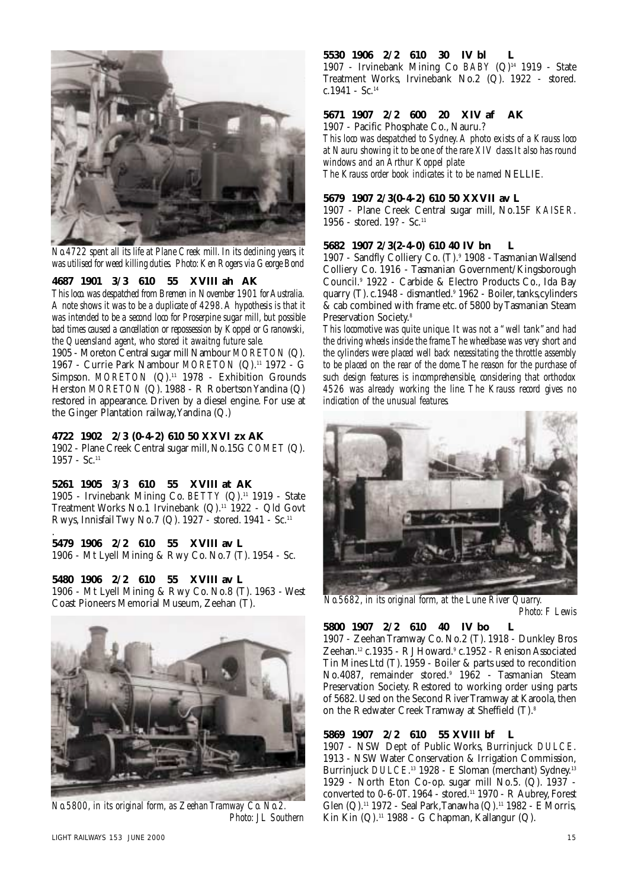*No.4722 spent all its life at Plane Creek mill. In its declining years, it was utilised for weed killing duties. Photo: Ken Rogers via George Bond*

**4687 1901 3/3 610 55 XVIII ah AK**

*This loco was despatched from Bremen in November 1901 for Australia. A note shows it was to be a duplicate of 4298. A hypothesis is that it was intended to be a second loco for Proserpine sugar mill, but possible bad times caused a cancellation or repossession by Koppel or Granowski, the Queensland agent, who stored it awaitng future sale.*

1905 - Moreton Central sugar mill Nambour *MORETON* (Q). 1967 - Currie Park Nambour *MORETON* (Q).[11] 1972 - G Simpson. *MORETON* (Q).[11] 1978 - Exhibition Grounds Herston *MORETON* (Q). 1988 - R Robertson Yandina (Q) restored in appearance. Driven by a diesel engine. For use at the Ginger Plantation railway, Yandina (Q.)

**4722 1902 2/3 (0-4-2) 610 50 XXVI zx AK**

1902 - Plane Creek Central sugar mill, No.15G *COMET* (Q). 1957 - Sc.[11]

**5261 1905 3/3 610 55 XVIII at AK**

1905 - Irvinebank Mining Co. *BETTY* (Q).[11] 1919 - State Treatment Works No.1 Irvinebank (Q).[11] 1922 - Qld Govt Rwys, Innisfail Twy No.7 (Q). 1927 - stored. 1941 - Sc.[11]

**5479 1906 2/2 610 55 XVIII av L**

1906 - Mt Lyell Mining & Rwy Co. No.7 (T). 1954 - Sc.

**5480 1906 2/2 610 55 XVIII av L**

1906 - Mt Lyell Mining & Rwy Co. No.8 (T). 1963 - West Coast Pioneers Memorial Museum, Zeehan (T).

*No.5800, in its original form, as Zeehan Tramway Co. No.2. Photo: JL Southern*

**5530 1906 2/2 610 30 IV bl L**

1907 - Irvinebank Mining Co *BABY* (Q)[14] 1919 - State Treatment Works, Irvinebank No.2 (Q). 1922 - stored. c.1941 - Sc.[14]

**5671 1907 2/2 600 20 XIV af AK**

1907 - Pacific Phosphate Co., Nauru.?

*This loco was despatched to Sydney. A photo exists of a Krauss loco at Nauru showing it to be one of the rare XIV class. It also has round windows and an Arthur Koppel plate*

*The Krauss order book indicates it to be named* NELLIE.

**5679 1907 2/3(0-4-2) 610 50 XXVII av L**

1907 - Plane Creek Central sugar mill, No.15F *KAISER*. 1956 - stored. 19? - Sc.[11]

**5682 1907 2/3(2-4-0) 610 40 IV bn L**

1907 - Sandfly Colliery Co. (T).[9] 1908 - Tasmanian Wallsend Colliery Co. 1916 - Tasmanian Government/Kingsborough Council.[9] 1922 - Carbide & Electro Products Co., Ida Bay quarry (T). c.1948 - dismantled.[9] 1962 - Boiler, tanks, cylinders & cab combined with frame etc. of 5800 by Tasmanian Steam Preservation Society.[8]

*This locomotive was quite unique. It was not a "well tank" and had the driving wheels inside the frame. The wheelbase was very short and the cylinders were placed well back necessitating the throttle assembly to be placed on the rear of the dome. The reason for the purchase of such design features is incomprehensible, considering that orthodox 4526 was already working the line. The Krauss record gives no indication of the unusual features.*

*No.5682, in its original form, at the Lune River Quarry. Photo: F Lewis*

**5800 1907 2/2 610 40 IV bo L**

1907 - Zeehan Tramway Co. No.2 (T). 1918 - Dunkley Bros Zeehan.[12] c.1935 - R J Howard.[9] c.1952 - Renison Associated Tin Mines Ltd (T). 1959 - Boiler & parts used to recondition No.4087, remainder stored.[9] 1962 - Tasmanian Steam Preservation Society. Restored to working order using parts of 5682. Used on the Second River Tramway at Karoola, then on the Redwater Creek Tramway at Sheffield (T).[8]

**5869 1907 2/2 610 55 XVIII bf L**

1907 - NSW Dept of Public Works, Burrinjuck *DULCE*. 1913 - NSW Water Conservation & Irrigation Commission, Burrinjuck *DULCE*.[13] 1928 - E Sloman (merchant) Sydney.[13] 1929 - North Eton Co-op. sugar mill No.5. (Q). 1937 - converted to 0-6-0T. 1964 - stored.[11] 1970 - R Aubrey, Forest Glen (Q).[11] 1972 - Seal Park, Tanawha (Q).[11] 1982 - E Morris, Kin Kin (Q).[11] 1988 - G Chapman, Kallangur (Q).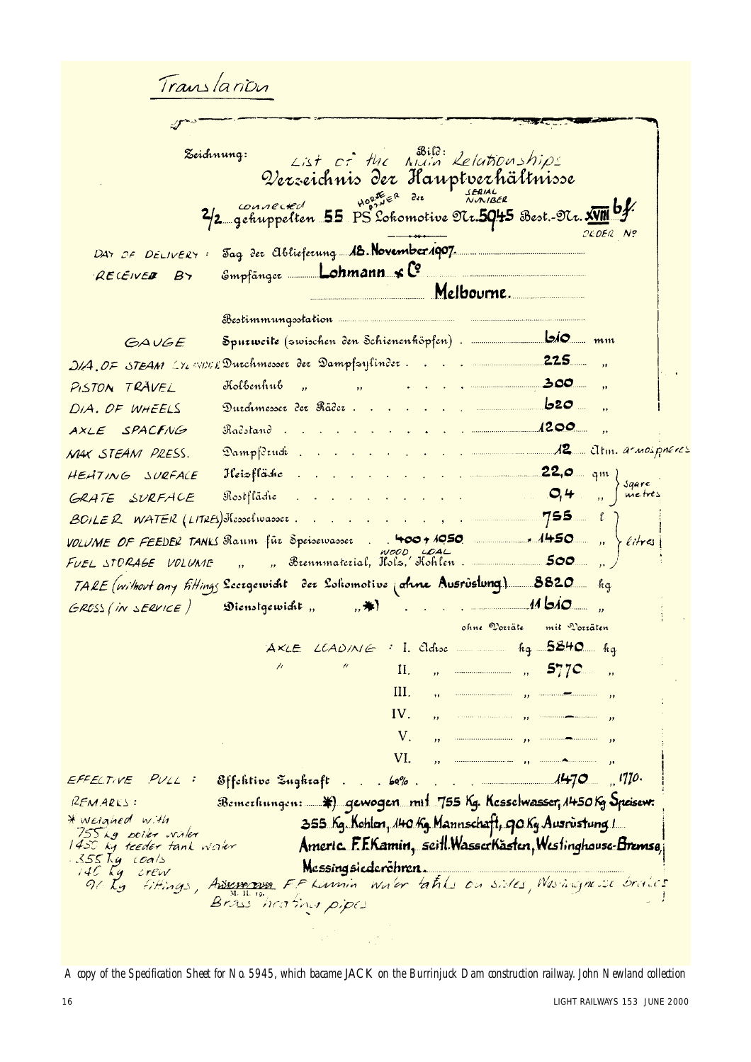Translation

Zeichnung: Bild:

List of the Main Relationships

**Verzeichnis der Hauptverhältnisse**

2/2 connected gekuppelten 55 HORSE POWER PS Lokomotive SERIAL NUMBER Nr. 5945 Best.-Nr. XVIII bf.

ORDER Nº

| English | German | Value | Unit |
|---|---|---|---|
| DAY OF DELIVERY: | Tag der Ablieferung | 18. November 1907. | |
| RECEIVED BY | Empfänger | Lohmann & Co Melbourne. | |
| | Bestimmungsstation | | |
| GAUGE | Spurweite (zwischen den Schienenköpfen) | 610 | mm |
| DIA. OF STEAM CYLINDER | Durchmesser der Dampfzylinder | 225 | " |
| PISTON TRAVEL | Kolbenhub " " | 300 | " |
| DIA. OF WHEELS | Durchmesser der Räder | 620 | " |
| AXLE SPACING | Radstand | 1200 | " |
| MAX STEAM PRESS. | Dampfdruck | 12 | Atm. atmospheres |
| HEATING SURFACE | Heizfläche | 22,0 | qm } Sqare metres |
| GRATE SURFACE | Rostfläche | 0,4 | " |
| BOILER WATER (LITRES) | Kesselwasser | 755 | l } litres |
| VOLUME OF FEEDER TANKS | Raum für Speisewasser 400 + 1050 | = 1450 | " |
| FUEL STORAGE VOLUME | " " Brennmaterial, Holz, Kohlen (WOOD COAL) | 500 | " |
| TARE (without any fittings) | Leergewicht der Lokomotive (ohne Ausrüstung) | 8820 | kg |
| GROSS (IN SERVICE) | Dienstgewicht " " *) | 11610 | " |

| AXLE LOADING | | ohne Vorräte | mit Vorräten |
|---|---|---|---|
| I. Achse | | kg | 5840 kg |
| II. " | | " | 5770 " |
| III. " | | " | — " |
| IV. " | | " | — " |
| V. " | | " | — " |
| VI. " | | " | — " |

EFFECTIVE PULL : Effektive Zugkraft . . . 60% . . . 1470 " 1770.

REMARKS: Bemerkungen: *) gewogen mit 755 Kg. Kesselwasser, 1450 Kg Speisew. 355 Kg. Kohlen, 140 Kg Mannschaft, 90 Kg Ausrüstung! Amerik. F.F.Kamin, seitl. WasserKästen, Westinghouse-Bremse, Messingsiederöhren.

* weighed with 755 kg boiler water 1450 kg feeder tank water 355 kg coals 140 kg crew 90 kg fittings, American FF Kamin water tanks on sides, Westinghouse brakes Brass heating pipes

*A copy of the Specification Sheet for No. 5945, which bacame JACK on the Burrinjuck Dam construction railway. John Newland collection*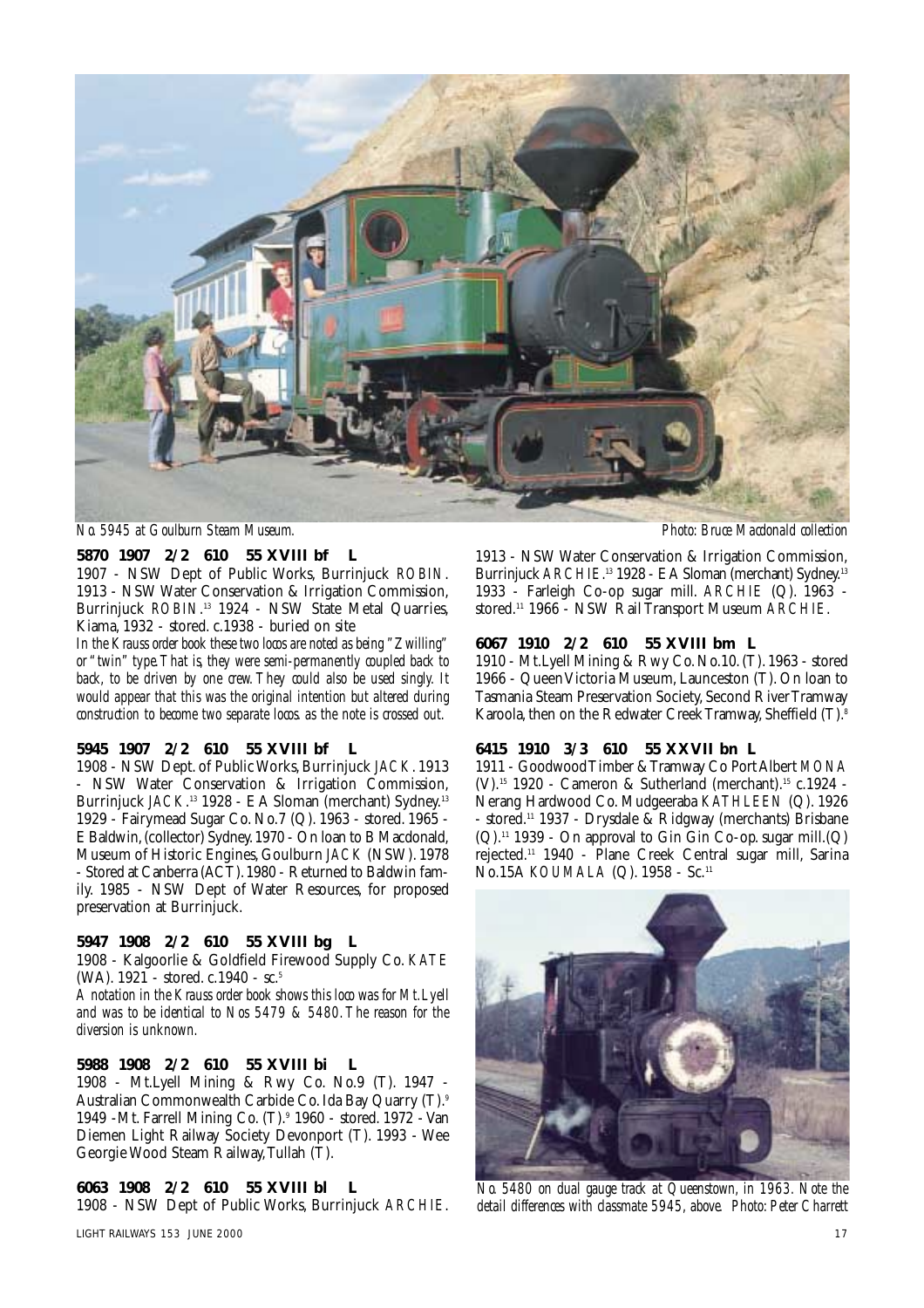*No. 5945 at Goulburn Steam Museum.* *Photo: Bruce Macdonald collection*

**5870 1907 2/2 610 55 XVIII bf L**

1907 - NSW Dept of Public Works, Burrinjuck *ROBIN*. 1913 - NSW Water Conservation & Irrigation Commission, Burrinjuck *ROBIN*.[13] 1924 - NSW State Metal Quarries, Kiama, 1932 - stored. c.1938 - buried on site

*In the Krauss order book these two locos are noted as being "Zwilling" or "twin" type. That is, they were semi-permanently coupled back to back, to be driven by one crew. They could also be used singly. It would appear that this was the original intention but altered during construction to become two separate locos. as the note is crossed out.*

**5945 1907 2/2 610 55 XVIII bf L**

1908 - NSW Dept. of Public Works, Burrinjuck *JACK*. 1913 - NSW Water Conservation & Irrigation Commission, Burrinjuck *JACK*.[13] 1928 - E A Sloman (merchant) Sydney.[13] 1929 - Fairymead Sugar Co. No.7 (Q). 1963 - stored. 1965 - E Baldwin, (collector) Sydney. 1970 - On loan to B Macdonald, Museum of Historic Engines, Goulburn *JACK* (NSW). 1978 - Stored at Canberra (ACT). 1980 - Returned to Baldwin family. 1985 - NSW Dept of Water Resources, for proposed preservation at Burrinjuck.

**5947 1908 2/2 610 55 XVIII bg L**

1908 - Kalgoorlie & Goldfield Firewood Supply Co. *KATE* (WA). 1921 - stored. c.1940 - sc.[5]

*A notation in the Krauss order book shows this loco was for Mt. Lyell and was to be identical to Nos 5479 & 5480. The reason for the diversion is unknown.*

**5988 1908 2/2 610 55 XVIII bi L**

1908 - Mt.Lyell Mining & Rwy Co. No.9 (T). 1947 - Australian Commonwealth Carbide Co. Ida Bay Quarry (T).[9] 1949 -Mt. Farrell Mining Co. (T).[9] 1960 - stored. 1972 - Van Diemen Light Railway Society Devonport (T). 1993 - Wee Georgie Wood Steam Railway, Tullah (T).

**6063 1908 2/2 610 55 XVIII bl L**

1908 - NSW Dept of Public Works, Burrinjuck *ARCHIE*. 1913 - NSW Water Conservation & Irrigation Commission, Burrinjuck *ARCHIE*.[13] 1928 - E A Sloman (merchant) Sydney.[13] 1933 - Farleigh Co-op sugar mill. *ARCHIE* (Q). 1963 - stored.[11] 1966 - NSW Rail Transport Museum *ARCHIE*.

**6067 1910 2/2 610 55 XVIII bm L**

1910 - Mt.Lyell Mining & Rwy Co. No.10. (T). 1963 - stored 1966 - Queen Victoria Museum, Launceston (T). On loan to Tasmania Steam Preservation Society, Second River Tramway Karoola, then on the Redwater Creek Tramway, Sheffield (T).[8]

**6415 1910 3/3 610 55 XXVII bn L**

1911 - Goodwood Timber & Tramway Co Port Albert *MONA* (V).[15] 1920 - Cameron & Sutherland (merchant).[15] c.1924 - Nerang Hardwood Co. Mudgeeraba *KATHLEEN* (Q). 1926 - stored.[11] 1937 - Drysdale & Ridgway (merchants) Brisbane (Q).[11] 1939 - On approval to Gin Gin Co-op. sugar mill.(Q) rejected.[11] 1940 - Plane Creek Central sugar mill, Sarina No.15A *KOUMALA* (Q). 1958 - Sc.[11]

*No. 5480 on dual gauge track at Queenstown, in 1963. Note the detail differences with classmate 5945, above. Photo: Peter Charrett*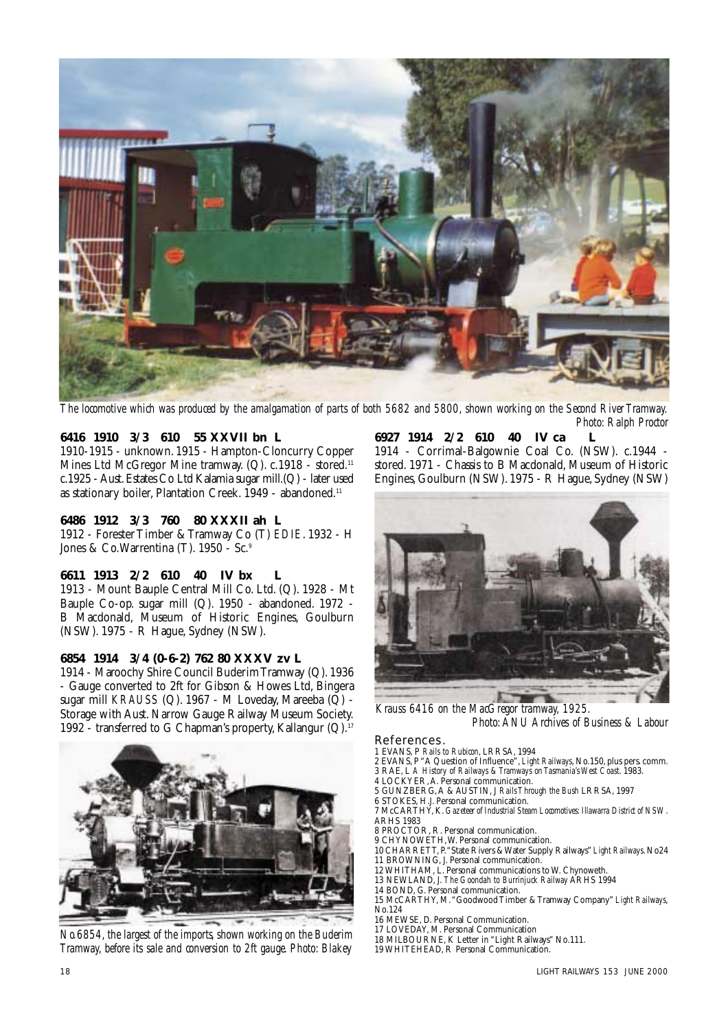*The locomotive which was produced by the amalgamation of parts of both 5682 and 5800, shown working on the Second River Tramway. Photo: Ralph Proctor*

**6416 1910 3/3 610 55 XXVII bn L**
1910-1915 - unknown. 1915 - Hampton-Cloncurry Copper Mines Ltd McGregor Mine tramway. (Q). c.1918 - stored.[11] c.1925 - Aust. Estates Co Ltd Kalamia sugar mill.(Q) - later used as stationary boiler, Plantation Creek. 1949 - abandoned.[11]

**6486 1912 3/3 760 80 XXXII ah L**
1912 - Forester Timber & Tramway Co (T) *EDIE*. 1932 - H Jones & Co.Warrentina (T). 1950 - Sc.[9]

**6611 1913 2/2 610 40 IV bx L**
1913 - Mount Bauple Central Mill Co. Ltd. (Q). 1928 - Mt Bauple Co-op. sugar mill (Q). 1950 - abandoned. 1972 - B Macdonald, Museum of Historic Engines, Goulburn (NSW). 1975 - R Hague, Sydney (NSW).

**6854 1914 3/4 (0-6-2) 762 80 XXXV zv L**
1914 - Maroochy Shire Council Buderim Tramway (Q). 1936 - Gauge converted to 2ft for Gibson & Howes Ltd, Bingera sugar mill *KRAUSS* (Q). 1967 - M Loveday, Mareeba (Q) - Storage with Aust. Narrow Gauge Railway Museum Society. 1992 - transferred to G Chapman's property, Kallangur (Q).[17]

*No.6854, the largest of the imports, shown working on the Buderim Tramway, before its sale and conversion to 2ft gauge. Photo: Blakey*

**6927 1914 2/2 610 40 IV ca L**
1914 - Corrimal-Balgownie Coal Co. (NSW). c.1944 - stored. 1971 - Chassis to B Macdonald, Museum of Historic Engines, Goulburn (NSW). 1975 - R Hague, Sydney (NSW)

*Krauss 6416 on the MacGregor tramway, 1925. Photo: ANU Archives of Business & Labour*

## References.

1 EVANS, P *Rails to Rubicon*, LRRSA, 1994
2 EVANS, P "A Question of Influence", *Light Railways*, No.150, plus pers. comm.
3 RAE, L *A History of Railways & Tramways on Tasmania's West Coast*. 1983.
4 LOCKYER, A. Personal communication.
5 GUNZBERG, A & AUSTIN, J *Rails Through the Bush* LRRSA, 1997
6 STOKES, H.J. Personal communication.
7 McCARTHY, K. *Gazeteer of Industrial Steam Locomotives: Illawarra District of NSW*. ARHS 1983
8 PROCTOR, R. Personal communication.
9 CHYNOWETH, W. Personal communication.
10 CHARRETT, P. "State Rivers & Water Supply Railways" *Light Railways*. No24
11 BROWNING, J. Personal communication.
12 WHITHAM, L. Personal communications to W. Chynoweth.
13 NEWLAND, J. *The Goondah to Burrinjuck Railway* ARHS 1994
14 BOND, G. Personal communication.
15 McCARTHY, M. "Goodwood Timber & Tramway Company" *Light Railways*, No.124
16 MEWSE, D. Personal Communication.
17 LOVEDAY, M. Personal Communication
18 MILBOURNE, K Letter in "Light Railways" No.111.
19 WHITEHEAD, R Personal Communication.